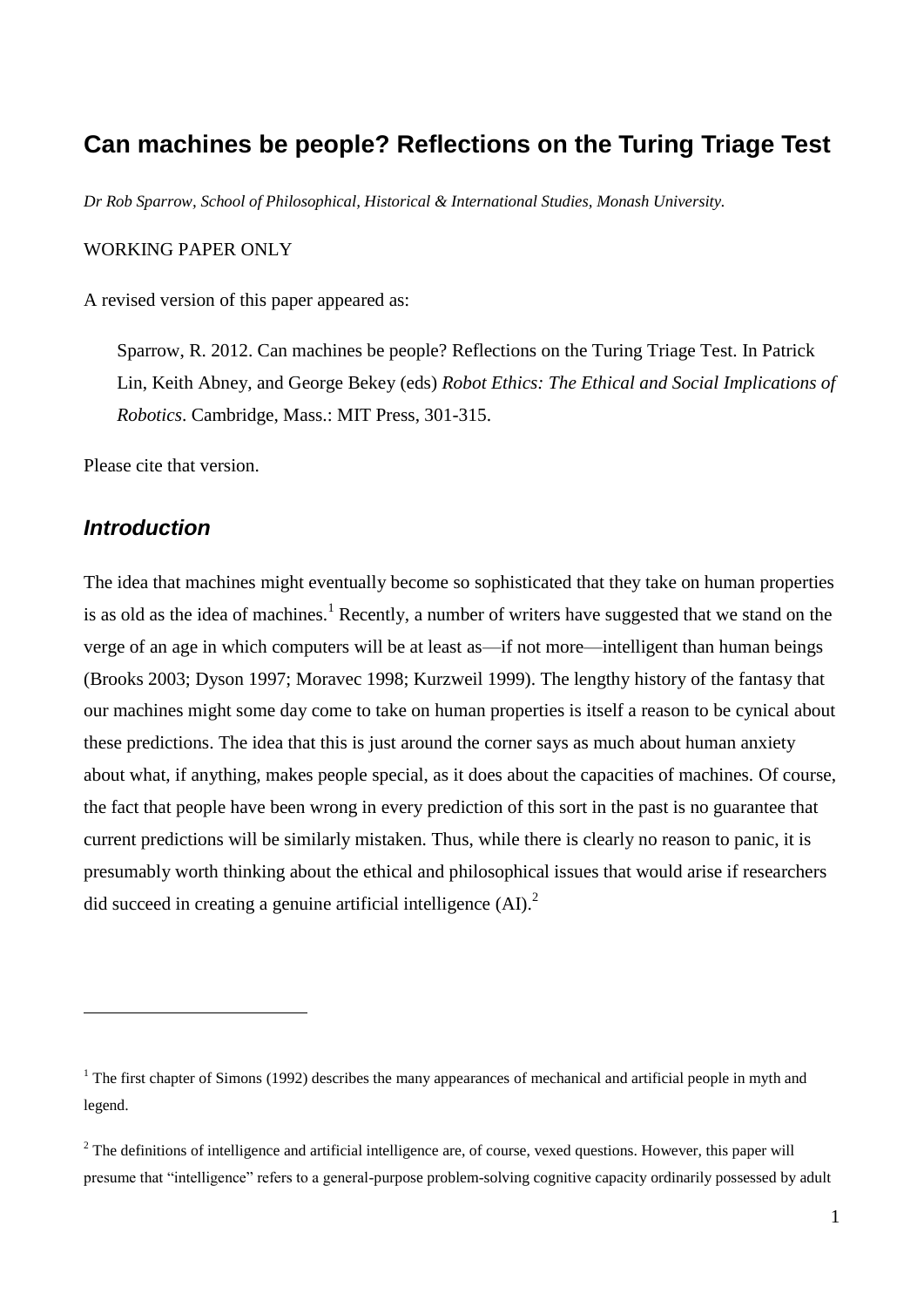# Can machines be people? Reflections on the Turing Triage Test

*Dr Rob Sparrow, School of Philosophical, Historical & International Studies, Monash University.*

WORKING PAPER ONLY

A revised version of this paper appeared as:

> Sparrow, R. 2012. Can machines be people? Reflections on the Turing Triage Test. In Patrick Lin, Keith Abney, and George Bekey (eds) *Robot Ethics: The Ethical and Social Implications of Robotics*. Cambridge, Mass.: MIT Press, 301-315.

Please cite that version.

## *Introduction*

The idea that machines might eventually become so sophisticated that they take on human properties is as old as the idea of machines.[1] Recently, a number of writers have suggested that we stand on the verge of an age in which computers will be at least as—if not more—intelligent than human beings (Brooks 2003; Dyson 1997; Moravec 1998; Kurzweil 1999). The lengthy history of the fantasy that our machines might some day come to take on human properties is itself a reason to be cynical about these predictions. The idea that this is just around the corner says as much about human anxiety about what, if anything, makes people special, as it does about the capacities of machines. Of course, the fact that people have been wrong in every prediction of this sort in the past is no guarantee that current predictions will be similarly mistaken. Thus, while there is clearly no reason to panic, it is presumably worth thinking about the ethical and philosophical issues that would arise if researchers did succeed in creating a genuine artificial intelligence (AI).[2]

---

[1] The first chapter of Simons (1992) describes the many appearances of mechanical and artificial people in myth and legend.

[2] The definitions of intelligence and artificial intelligence are, of course, vexed questions. However, this paper will presume that "intelligence" refers to a general-purpose problem-solving cognitive capacity ordinarily possessed by adult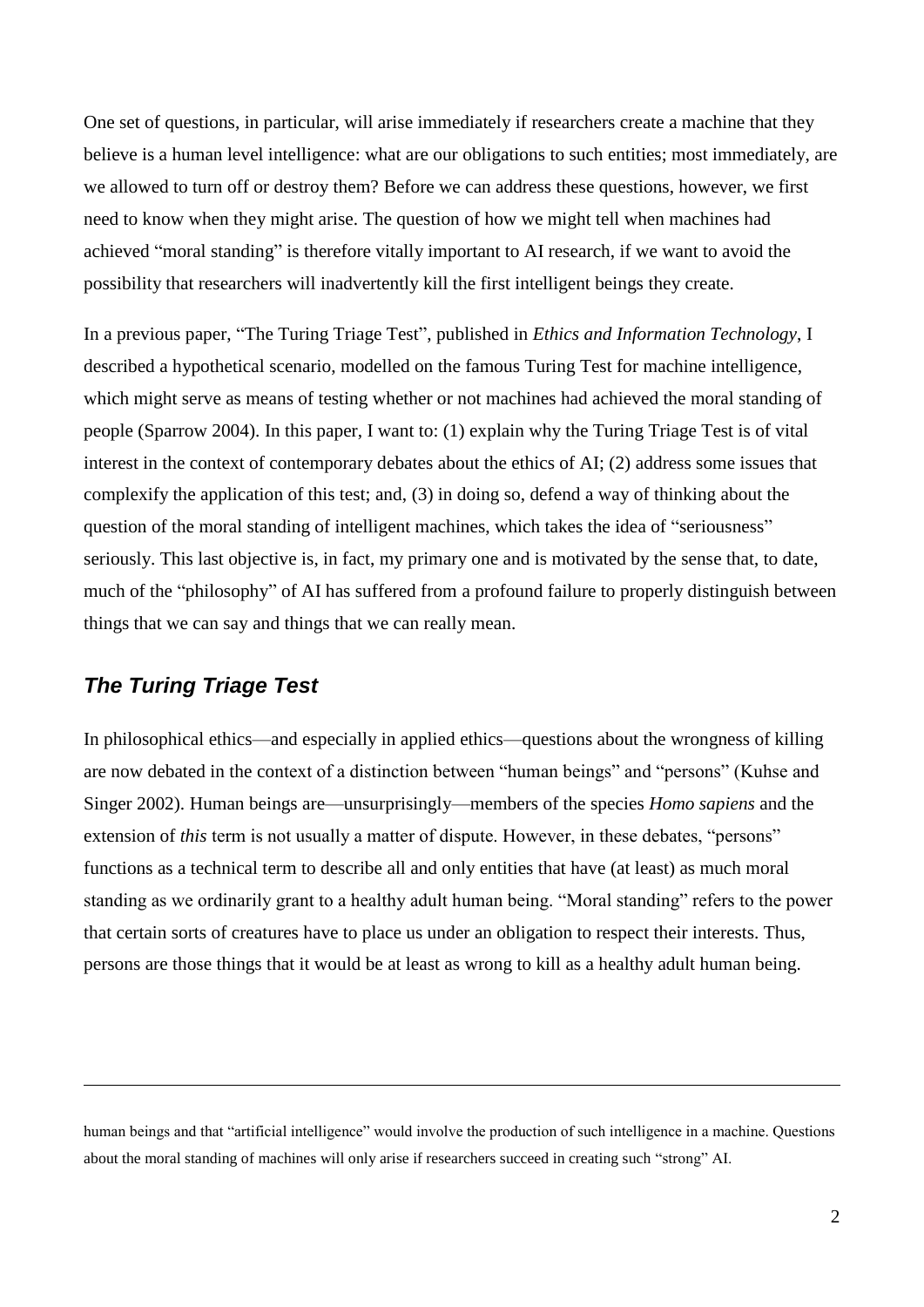One set of questions, in particular, will arise immediately if researchers create a machine that they believe is a human level intelligence: what are our obligations to such entities; most immediately, are we allowed to turn off or destroy them? Before we can address these questions, however, we first need to know when they might arise. The question of how we might tell when machines had achieved "moral standing" is therefore vitally important to AI research, if we want to avoid the possibility that researchers will inadvertently kill the first intelligent beings they create.

In a previous paper, "The Turing Triage Test", published in *Ethics and Information Technology*, I described a hypothetical scenario, modelled on the famous Turing Test for machine intelligence, which might serve as means of testing whether or not machines had achieved the moral standing of people (Sparrow 2004). In this paper, I want to: (1) explain why the Turing Triage Test is of vital interest in the context of contemporary debates about the ethics of AI; (2) address some issues that complexify the application of this test; and, (3) in doing so, defend a way of thinking about the question of the moral standing of intelligent machines, which takes the idea of "seriousness" seriously. This last objective is, in fact, my primary one and is motivated by the sense that, to date, much of the "philosophy" of AI has suffered from a profound failure to properly distinguish between things that we can say and things that we can really mean.

## *The Turing Triage Test*

In philosophical ethics—and especially in applied ethics—questions about the wrongness of killing are now debated in the context of a distinction between "human beings" and "persons" (Kuhse and Singer 2002). Human beings are—unsurprisingly—members of the species *Homo sapiens* and the extension of *this* term is not usually a matter of dispute. However, in these debates, "persons" functions as a technical term to describe all and only entities that have (at least) as much moral standing as we ordinarily grant to a healthy adult human being. "Moral standing" refers to the power that certain sorts of creatures have to place us under an obligation to respect their interests. Thus, persons are those things that it would be at least as wrong to kill as a healthy adult human being.

---

human beings and that "artificial intelligence" would involve the production of such intelligence in a machine. Questions about the moral standing of machines will only arise if researchers succeed in creating such "strong" AI.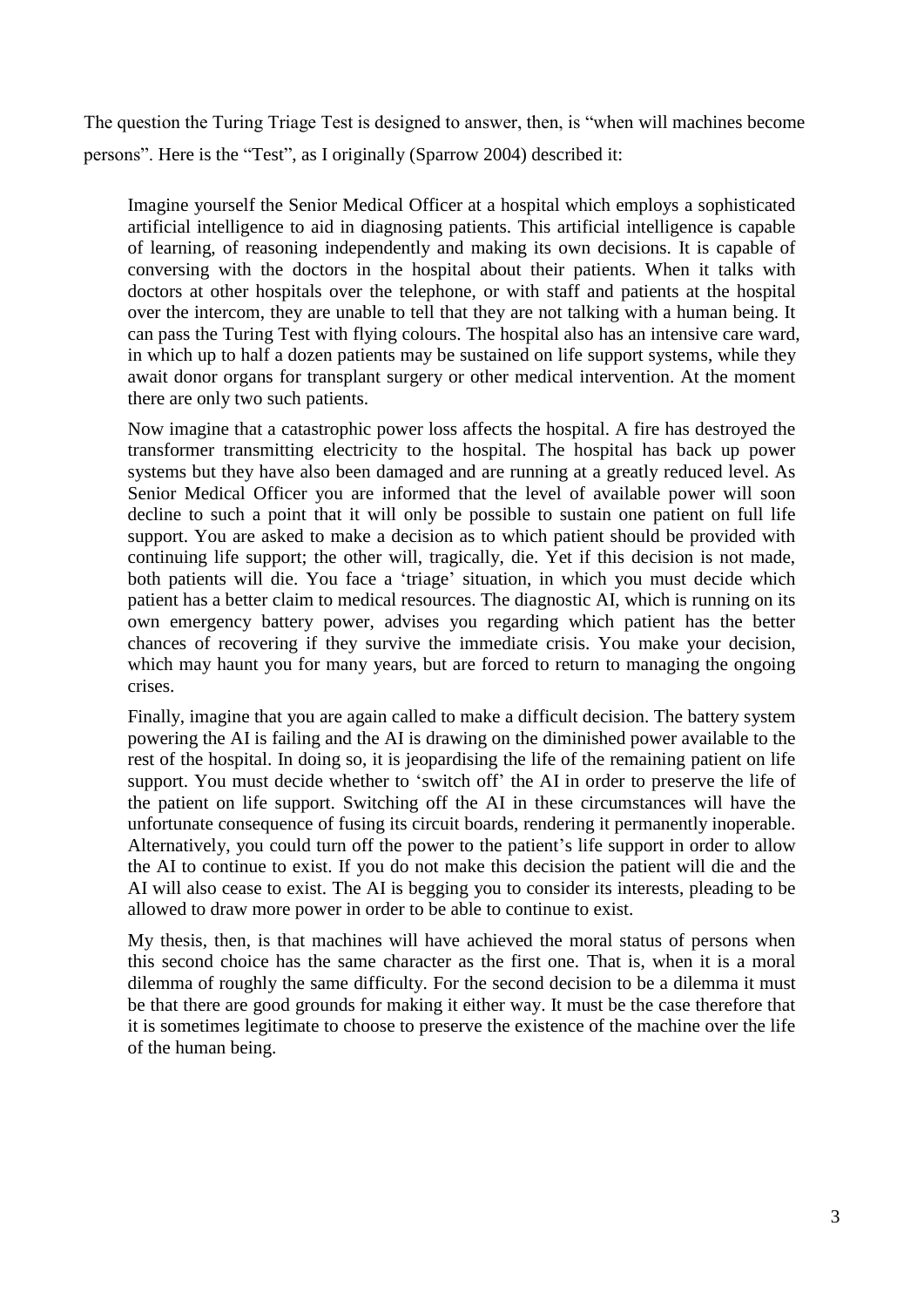The question the Turing Triage Test is designed to answer, then, is "when will machines become persons". Here is the "Test", as I originally (Sparrow 2004) described it:

> Imagine yourself the Senior Medical Officer at a hospital which employs a sophisticated artificial intelligence to aid in diagnosing patients. This artificial intelligence is capable of learning, of reasoning independently and making its own decisions. It is capable of conversing with the doctors in the hospital about their patients. When it talks with doctors at other hospitals over the telephone, or with staff and patients at the hospital over the intercom, they are unable to tell that they are not talking with a human being. It can pass the Turing Test with flying colours. The hospital also has an intensive care ward, in which up to half a dozen patients may be sustained on life support systems, while they await donor organs for transplant surgery or other medical intervention. At the moment there are only two such patients.
>
> Now imagine that a catastrophic power loss affects the hospital. A fire has destroyed the transformer transmitting electricity to the hospital. The hospital has back up power systems but they have also been damaged and are running at a greatly reduced level. As Senior Medical Officer you are informed that the level of available power will soon decline to such a point that it will only be possible to sustain one patient on full life support. You are asked to make a decision as to which patient should be provided with continuing life support; the other will, tragically, die. Yet if this decision is not made, both patients will die. You face a 'triage' situation, in which you must decide which patient has a better claim to medical resources. The diagnostic AI, which is running on its own emergency battery power, advises you regarding which patient has the better chances of recovering if they survive the immediate crisis. You make your decision, which may haunt you for many years, but are forced to return to managing the ongoing crises.
>
> Finally, imagine that you are again called to make a difficult decision. The battery system powering the AI is failing and the AI is drawing on the diminished power available to the rest of the hospital. In doing so, it is jeopardising the life of the remaining patient on life support. You must decide whether to 'switch off' the AI in order to preserve the life of the patient on life support. Switching off the AI in these circumstances will have the unfortunate consequence of fusing its circuit boards, rendering it permanently inoperable. Alternatively, you could turn off the power to the patient's life support in order to allow the AI to continue to exist. If you do not make this decision the patient will die and the AI will also cease to exist. The AI is begging you to consider its interests, pleading to be allowed to draw more power in order to be able to continue to exist.
>
> My thesis, then, is that machines will have achieved the moral status of persons when this second choice has the same character as the first one. That is, when it is a moral dilemma of roughly the same difficulty. For the second decision to be a dilemma it must be that there are good grounds for making it either way. It must be the case therefore that it is sometimes legitimate to choose to preserve the existence of the machine over the life of the human being.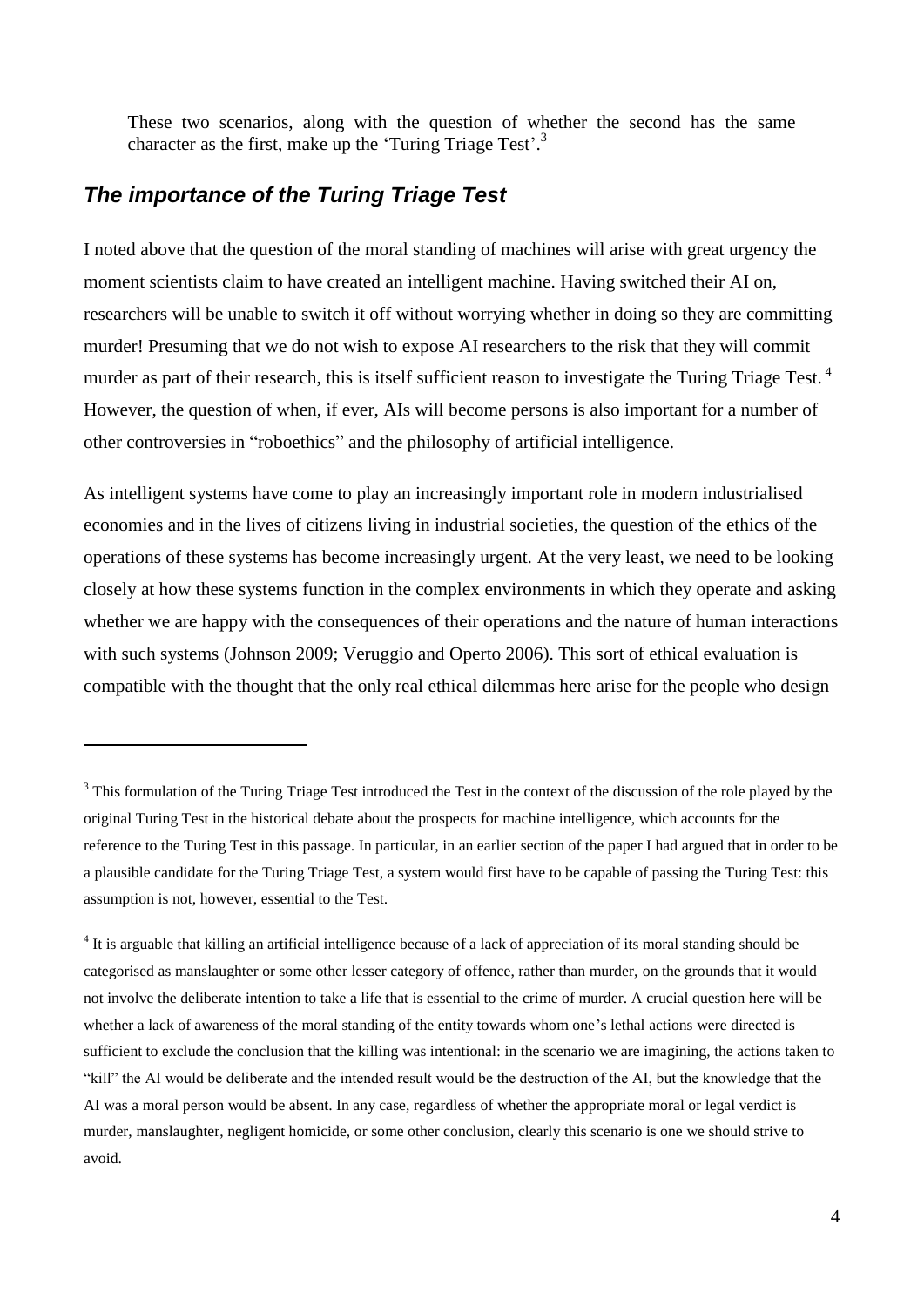These two scenarios, along with the question of whether the second has the same character as the first, make up the 'Turing Triage Test'.[3]

## *The importance of the Turing Triage Test*

I noted above that the question of the moral standing of machines will arise with great urgency the moment scientists claim to have created an intelligent machine. Having switched their AI on, researchers will be unable to switch it off without worrying whether in doing so they are committing murder! Presuming that we do not wish to expose AI researchers to the risk that they will commit murder as part of their research, this is itself sufficient reason to investigate the Turing Triage Test.[4] However, the question of when, if ever, AIs will become persons is also important for a number of other controversies in "roboethics" and the philosophy of artificial intelligence.

As intelligent systems have come to play an increasingly important role in modern industrialised economies and in the lives of citizens living in industrial societies, the question of the ethics of the operations of these systems has become increasingly urgent. At the very least, we need to be looking closely at how these systems function in the complex environments in which they operate and asking whether we are happy with the consequences of their operations and the nature of human interactions with such systems (Johnson 2009; Veruggio and Operto 2006). This sort of ethical evaluation is compatible with the thought that the only real ethical dilemmas here arise for the people who design

---

[3] This formulation of the Turing Triage Test introduced the Test in the context of the discussion of the role played by the original Turing Test in the historical debate about the prospects for machine intelligence, which accounts for the reference to the Turing Test in this passage. In particular, in an earlier section of the paper I had argued that in order to be a plausible candidate for the Turing Triage Test, a system would first have to be capable of passing the Turing Test: this assumption is not, however, essential to the Test.

[4] It is arguable that killing an artificial intelligence because of a lack of appreciation of its moral standing should be categorised as manslaughter or some other lesser category of offence, rather than murder, on the grounds that it would not involve the deliberate intention to take a life that is essential to the crime of murder. A crucial question here will be whether a lack of awareness of the moral standing of the entity towards whom one's lethal actions were directed is sufficient to exclude the conclusion that the killing was intentional: in the scenario we are imagining, the actions taken to "kill" the AI would be deliberate and the intended result would be the destruction of the AI, but the knowledge that the AI was a moral person would be absent. In any case, regardless of whether the appropriate moral or legal verdict is murder, manslaughter, negligent homicide, or some other conclusion, clearly this scenario is one we should strive to avoid.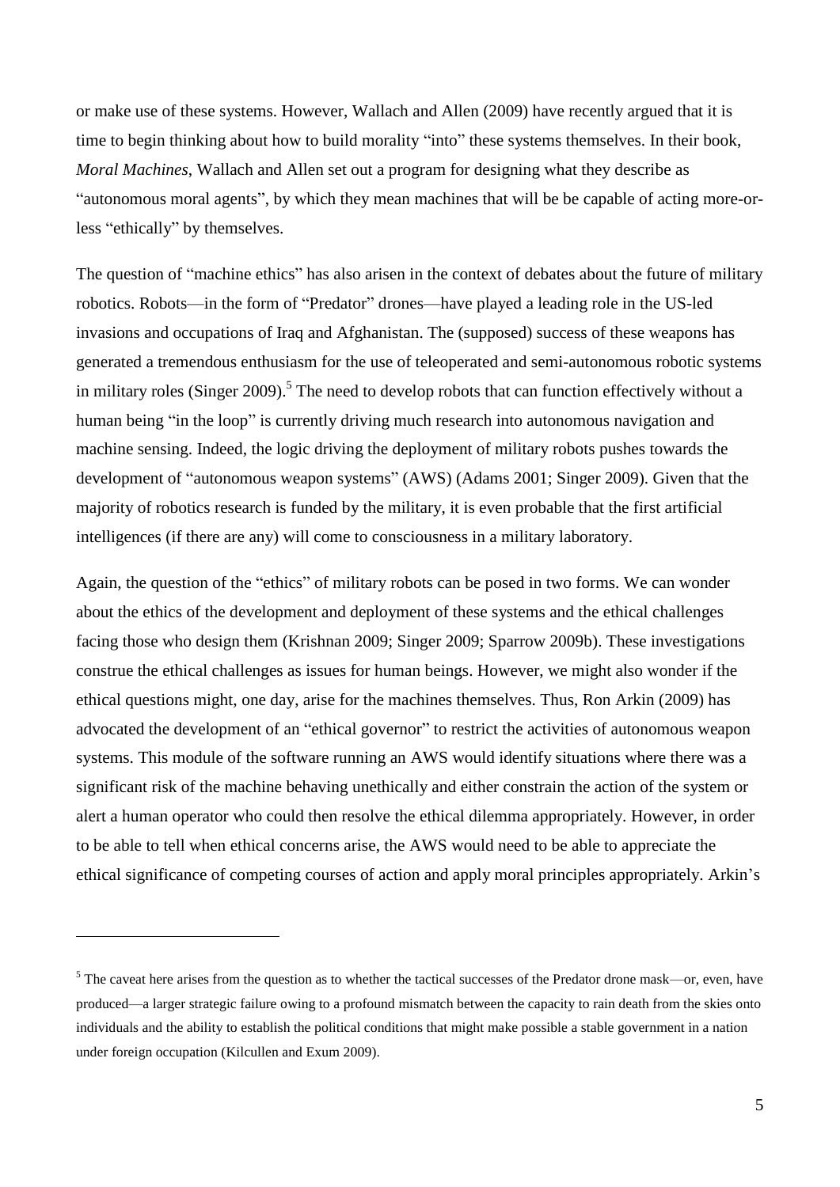or make use of these systems. However, Wallach and Allen (2009) have recently argued that it is time to begin thinking about how to build morality "into" these systems themselves. In their book, *Moral Machines*, Wallach and Allen set out a program for designing what they describe as "autonomous moral agents", by which they mean machines that will be be capable of acting more-or-less "ethically" by themselves.

The question of "machine ethics" has also arisen in the context of debates about the future of military robotics. Robots—in the form of "Predator" drones—have played a leading role in the US-led invasions and occupations of Iraq and Afghanistan. The (supposed) success of these weapons has generated a tremendous enthusiasm for the use of teleoperated and semi-autonomous robotic systems in military roles (Singer 2009).[5] The need to develop robots that can function effectively without a human being "in the loop" is currently driving much research into autonomous navigation and machine sensing. Indeed, the logic driving the deployment of military robots pushes towards the development of "autonomous weapon systems" (AWS) (Adams 2001; Singer 2009). Given that the majority of robotics research is funded by the military, it is even probable that the first artificial intelligences (if there are any) will come to consciousness in a military laboratory.

Again, the question of the "ethics" of military robots can be posed in two forms. We can wonder about the ethics of the development and deployment of these systems and the ethical challenges facing those who design them (Krishnan 2009; Singer 2009; Sparrow 2009b). These investigations construe the ethical challenges as issues for human beings. However, we might also wonder if the ethical questions might, one day, arise for the machines themselves. Thus, Ron Arkin (2009) has advocated the development of an "ethical governor" to restrict the activities of autonomous weapon systems. This module of the software running an AWS would identify situations where there was a significant risk of the machine behaving unethically and either constrain the action of the system or alert a human operator who could then resolve the ethical dilemma appropriately. However, in order to be able to tell when ethical concerns arise, the AWS would need to be able to appreciate the ethical significance of competing courses of action and apply moral principles appropriately. Arkin's

[5] The caveat here arises from the question as to whether the tactical successes of the Predator drone mask—or, even, have produced—a larger strategic failure owing to a profound mismatch between the capacity to rain death from the skies onto individuals and the ability to establish the political conditions that might make possible a stable government in a nation under foreign occupation (Kilcullen and Exum 2009).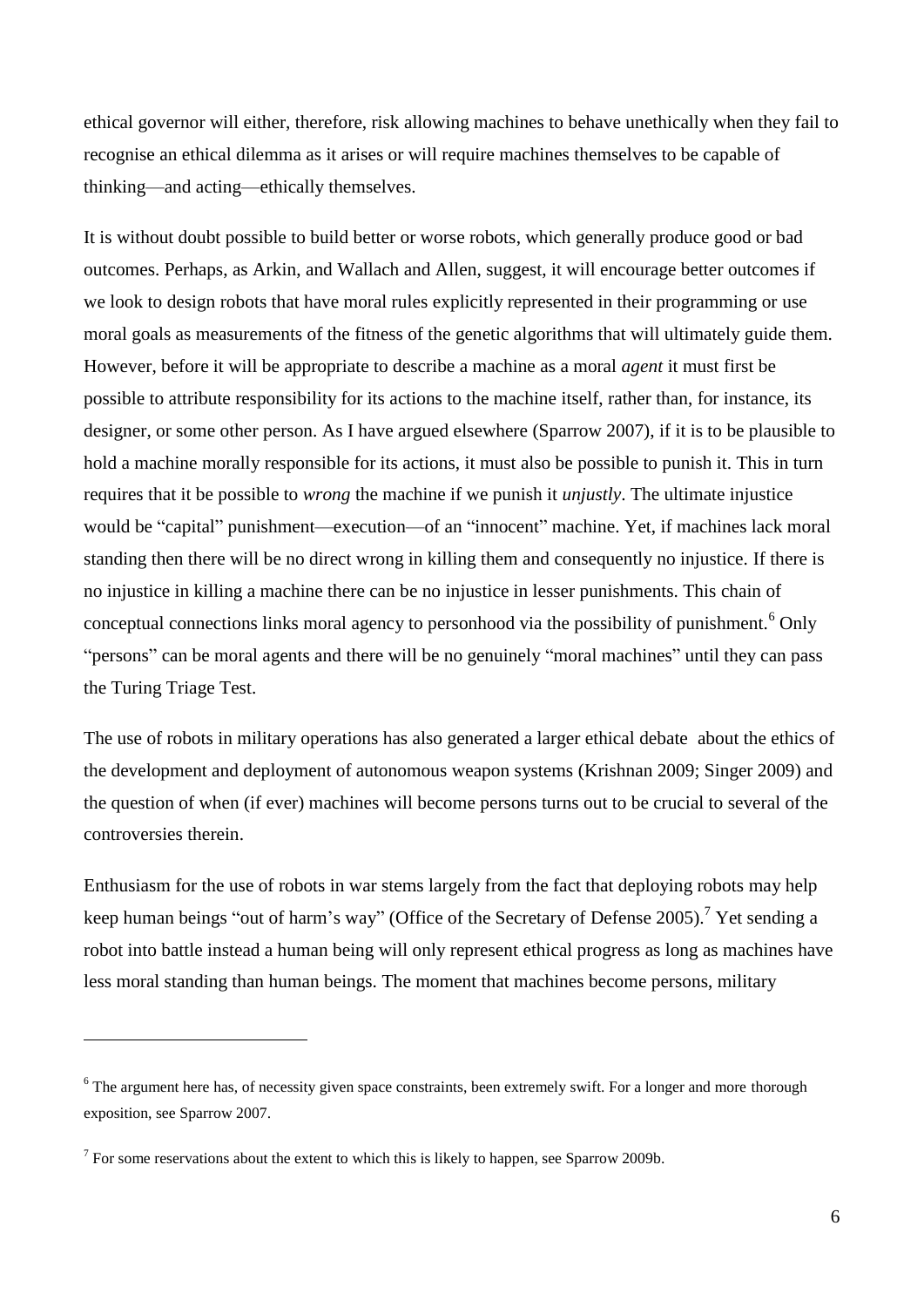ethical governor will either, therefore, risk allowing machines to behave unethically when they fail to recognise an ethical dilemma as it arises or will require machines themselves to be capable of thinking—and acting—ethically themselves.

It is without doubt possible to build better or worse robots, which generally produce good or bad outcomes. Perhaps, as Arkin, and Wallach and Allen, suggest, it will encourage better outcomes if we look to design robots that have moral rules explicitly represented in their programming or use moral goals as measurements of the fitness of the genetic algorithms that will ultimately guide them. However, before it will be appropriate to describe a machine as a moral *agent* it must first be possible to attribute responsibility for its actions to the machine itself, rather than, for instance, its designer, or some other person. As I have argued elsewhere (Sparrow 2007), if it is to be plausible to hold a machine morally responsible for its actions, it must also be possible to punish it. This in turn requires that it be possible to *wrong* the machine if we punish it *unjustly*. The ultimate injustice would be "capital" punishment—execution—of an "innocent" machine. Yet, if machines lack moral standing then there will be no direct wrong in killing them and consequently no injustice. If there is no injustice in killing a machine there can be no injustice in lesser punishments. This chain of conceptual connections links moral agency to personhood via the possibility of punishment.[6] Only "persons" can be moral agents and there will be no genuinely "moral machines" until they can pass the Turing Triage Test.

The use of robots in military operations has also generated a larger ethical debate about the ethics of the development and deployment of autonomous weapon systems (Krishnan 2009; Singer 2009) and the question of when (if ever) machines will become persons turns out to be crucial to several of the controversies therein.

Enthusiasm for the use of robots in war stems largely from the fact that deploying robots may help keep human beings "out of harm's way" (Office of the Secretary of Defense 2005).[7] Yet sending a robot into battle instead a human being will only represent ethical progress as long as machines have less moral standing than human beings. The moment that machines become persons, military

---

[6] The argument here has, of necessity given space constraints, been extremely swift. For a longer and more thorough exposition, see Sparrow 2007.

[7] For some reservations about the extent to which this is likely to happen, see Sparrow 2009b.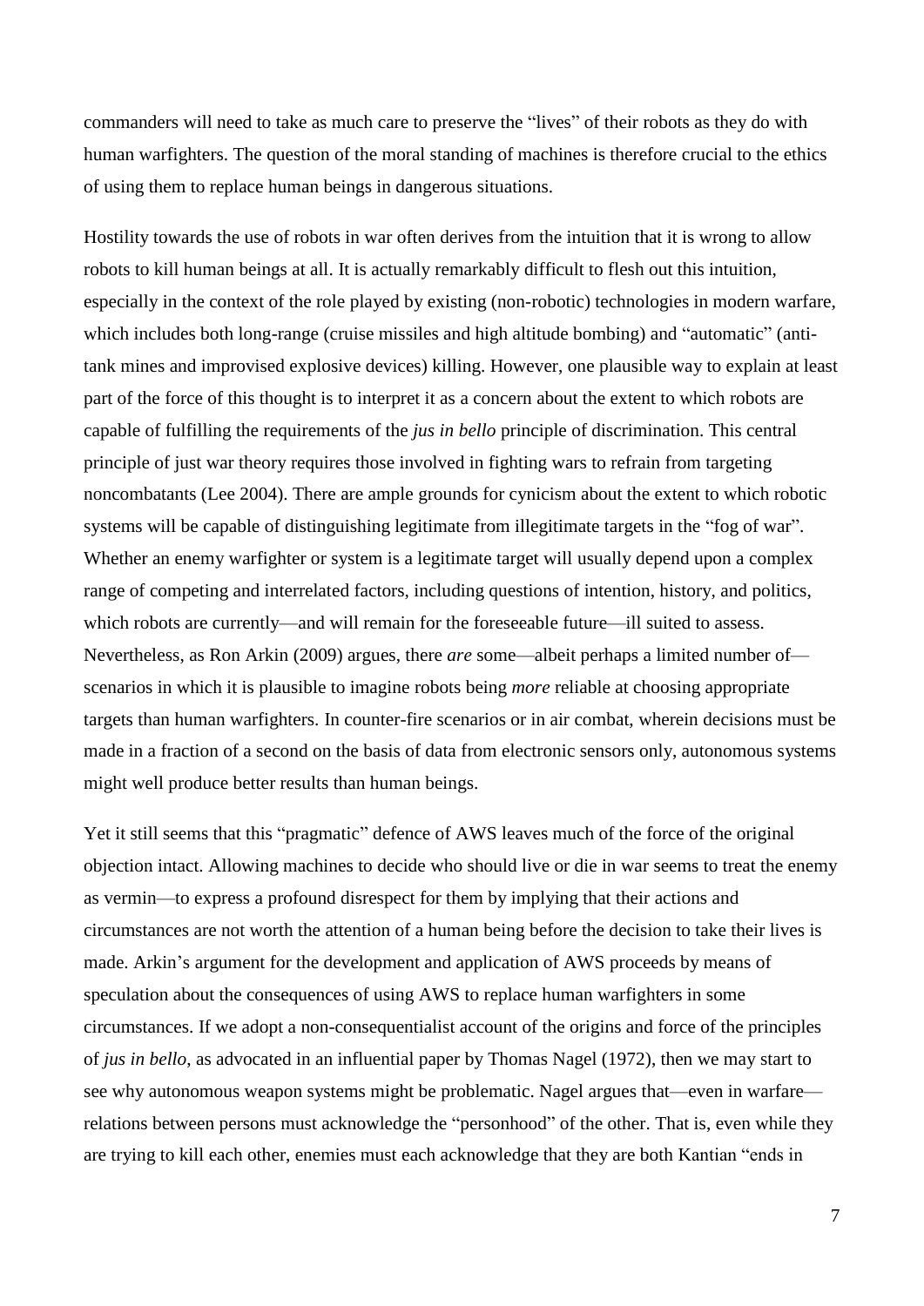commanders will need to take as much care to preserve the "lives" of their robots as they do with human warfighters. The question of the moral standing of machines is therefore crucial to the ethics of using them to replace human beings in dangerous situations.

Hostility towards the use of robots in war often derives from the intuition that it is wrong to allow robots to kill human beings at all. It is actually remarkably difficult to flesh out this intuition, especially in the context of the role played by existing (non-robotic) technologies in modern warfare, which includes both long-range (cruise missiles and high altitude bombing) and "automatic" (anti-tank mines and improvised explosive devices) killing. However, one plausible way to explain at least part of the force of this thought is to interpret it as a concern about the extent to which robots are capable of fulfilling the requirements of the *jus in bello* principle of discrimination. This central principle of just war theory requires those involved in fighting wars to refrain from targeting noncombatants (Lee 2004). There are ample grounds for cynicism about the extent to which robotic systems will be capable of distinguishing legitimate from illegitimate targets in the "fog of war". Whether an enemy warfighter or system is a legitimate target will usually depend upon a complex range of competing and interrelated factors, including questions of intention, history, and politics, which robots are currently—and will remain for the foreseeable future—ill suited to assess. Nevertheless, as Ron Arkin (2009) argues, there *are* some—albeit perhaps a limited number of—scenarios in which it is plausible to imagine robots being *more* reliable at choosing appropriate targets than human warfighters. In counter-fire scenarios or in air combat, wherein decisions must be made in a fraction of a second on the basis of data from electronic sensors only, autonomous systems might well produce better results than human beings.

Yet it still seems that this "pragmatic" defence of AWS leaves much of the force of the original objection intact. Allowing machines to decide who should live or die in war seems to treat the enemy as vermin—to express a profound disrespect for them by implying that their actions and circumstances are not worth the attention of a human being before the decision to take their lives is made. Arkin's argument for the development and application of AWS proceeds by means of speculation about the consequences of using AWS to replace human warfighters in some circumstances. If we adopt a non-consequentialist account of the origins and force of the principles of *jus in bello*, as advocated in an influential paper by Thomas Nagel (1972), then we may start to see why autonomous weapon systems might be problematic. Nagel argues that—even in warfare—relations between persons must acknowledge the "personhood" of the other. That is, even while they are trying to kill each other, enemies must each acknowledge that they are both Kantian "ends in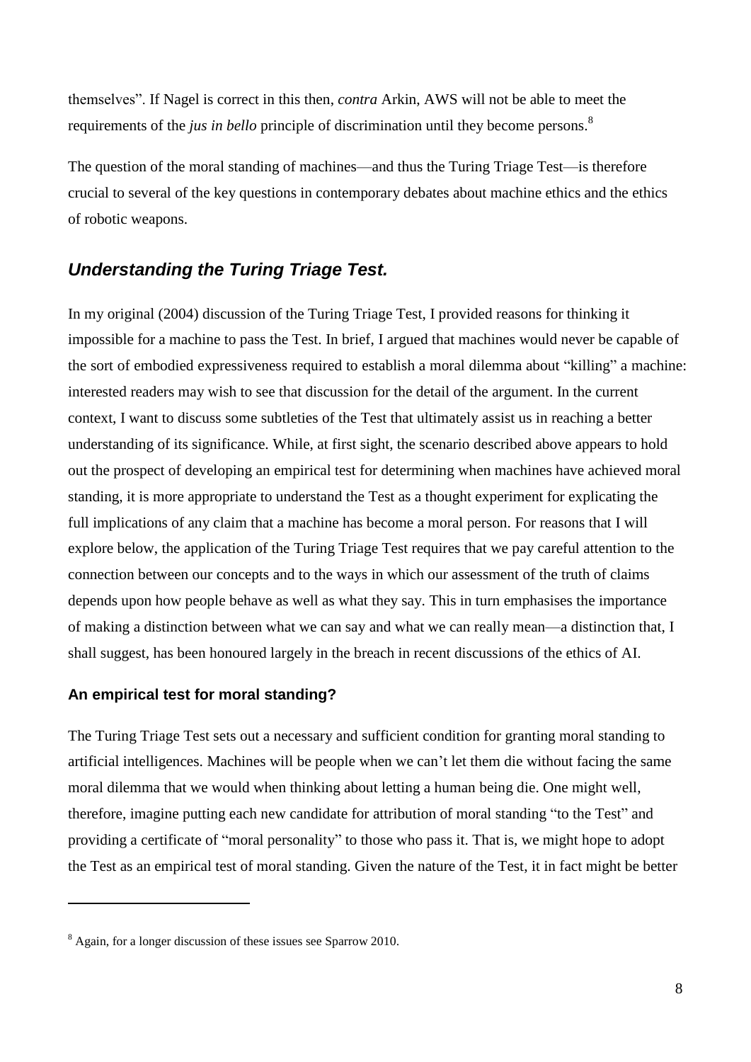themselves". If Nagel is correct in this then, *contra* Arkin, AWS will not be able to meet the requirements of the *jus in bello* principle of discrimination until they become persons.[8]

The question of the moral standing of machines—and thus the Turing Triage Test—is therefore crucial to several of the key questions in contemporary debates about machine ethics and the ethics of robotic weapons.

## *Understanding the Turing Triage Test.*

In my original (2004) discussion of the Turing Triage Test, I provided reasons for thinking it impossible for a machine to pass the Test. In brief, I argued that machines would never be capable of the sort of embodied expressiveness required to establish a moral dilemma about "killing" a machine: interested readers may wish to see that discussion for the detail of the argument. In the current context, I want to discuss some subtleties of the Test that ultimately assist us in reaching a better understanding of its significance. While, at first sight, the scenario described above appears to hold out the prospect of developing an empirical test for determining when machines have achieved moral standing, it is more appropriate to understand the Test as a thought experiment for explicating the full implications of any claim that a machine has become a moral person. For reasons that I will explore below, the application of the Turing Triage Test requires that we pay careful attention to the connection between our concepts and to the ways in which our assessment of the truth of claims depends upon how people behave as well as what they say. This in turn emphasises the importance of making a distinction between what we can say and what we can really mean—a distinction that, I shall suggest, has been honoured largely in the breach in recent discussions of the ethics of AI.

### An empirical test for moral standing?

The Turing Triage Test sets out a necessary and sufficient condition for granting moral standing to artificial intelligences. Machines will be people when we can't let them die without facing the same moral dilemma that we would when thinking about letting a human being die. One might well, therefore, imagine putting each new candidate for attribution of moral standing "to the Test" and providing a certificate of "moral personality" to those who pass it. That is, we might hope to adopt the Test as an empirical test of moral standing. Given the nature of the Test, it in fact might be better

---

[8] Again, for a longer discussion of these issues see Sparrow 2010.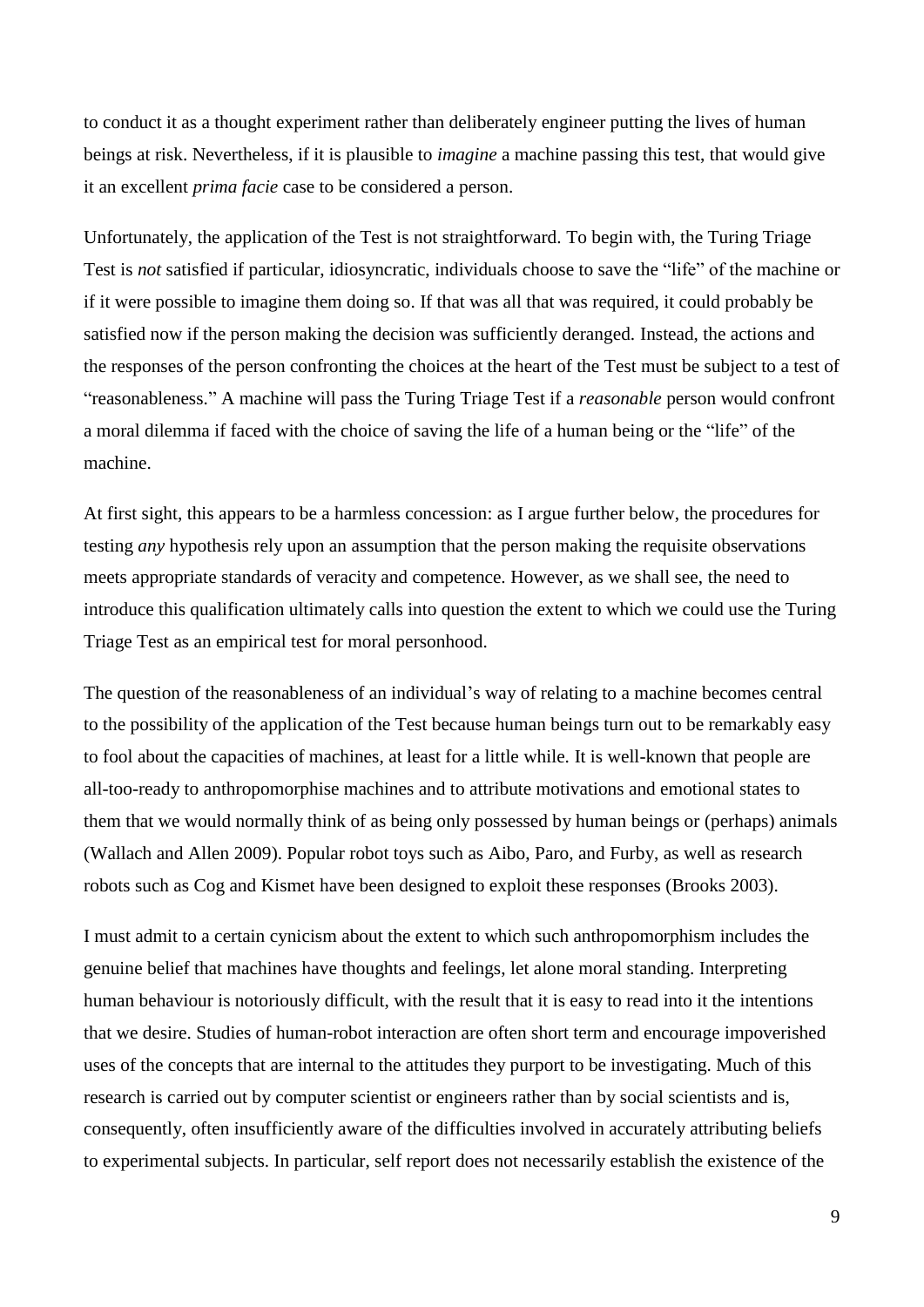to conduct it as a thought experiment rather than deliberately engineer putting the lives of human beings at risk. Nevertheless, if it is plausible to *imagine* a machine passing this test, that would give it an excellent *prima facie* case to be considered a person.

Unfortunately, the application of the Test is not straightforward. To begin with, the Turing Triage Test is *not* satisfied if particular, idiosyncratic, individuals choose to save the "life" of the machine or if it were possible to imagine them doing so. If that was all that was required, it could probably be satisfied now if the person making the decision was sufficiently deranged. Instead, the actions and the responses of the person confronting the choices at the heart of the Test must be subject to a test of "reasonableness." A machine will pass the Turing Triage Test if a *reasonable* person would confront a moral dilemma if faced with the choice of saving the life of a human being or the "life" of the machine.

At first sight, this appears to be a harmless concession: as I argue further below, the procedures for testing *any* hypothesis rely upon an assumption that the person making the requisite observations meets appropriate standards of veracity and competence. However, as we shall see, the need to introduce this qualification ultimately calls into question the extent to which we could use the Turing Triage Test as an empirical test for moral personhood.

The question of the reasonableness of an individual's way of relating to a machine becomes central to the possibility of the application of the Test because human beings turn out to be remarkably easy to fool about the capacities of machines, at least for a little while. It is well-known that people are all-too-ready to anthropomorphise machines and to attribute motivations and emotional states to them that we would normally think of as being only possessed by human beings or (perhaps) animals (Wallach and Allen 2009). Popular robot toys such as Aibo, Paro, and Furby, as well as research robots such as Cog and Kismet have been designed to exploit these responses (Brooks 2003).

I must admit to a certain cynicism about the extent to which such anthropomorphism includes the genuine belief that machines have thoughts and feelings, let alone moral standing. Interpreting human behaviour is notoriously difficult, with the result that it is easy to read into it the intentions that we desire. Studies of human-robot interaction are often short term and encourage impoverished uses of the concepts that are internal to the attitudes they purport to be investigating. Much of this research is carried out by computer scientist or engineers rather than by social scientists and is, consequently, often insufficiently aware of the difficulties involved in accurately attributing beliefs to experimental subjects. In particular, self report does not necessarily establish the existence of the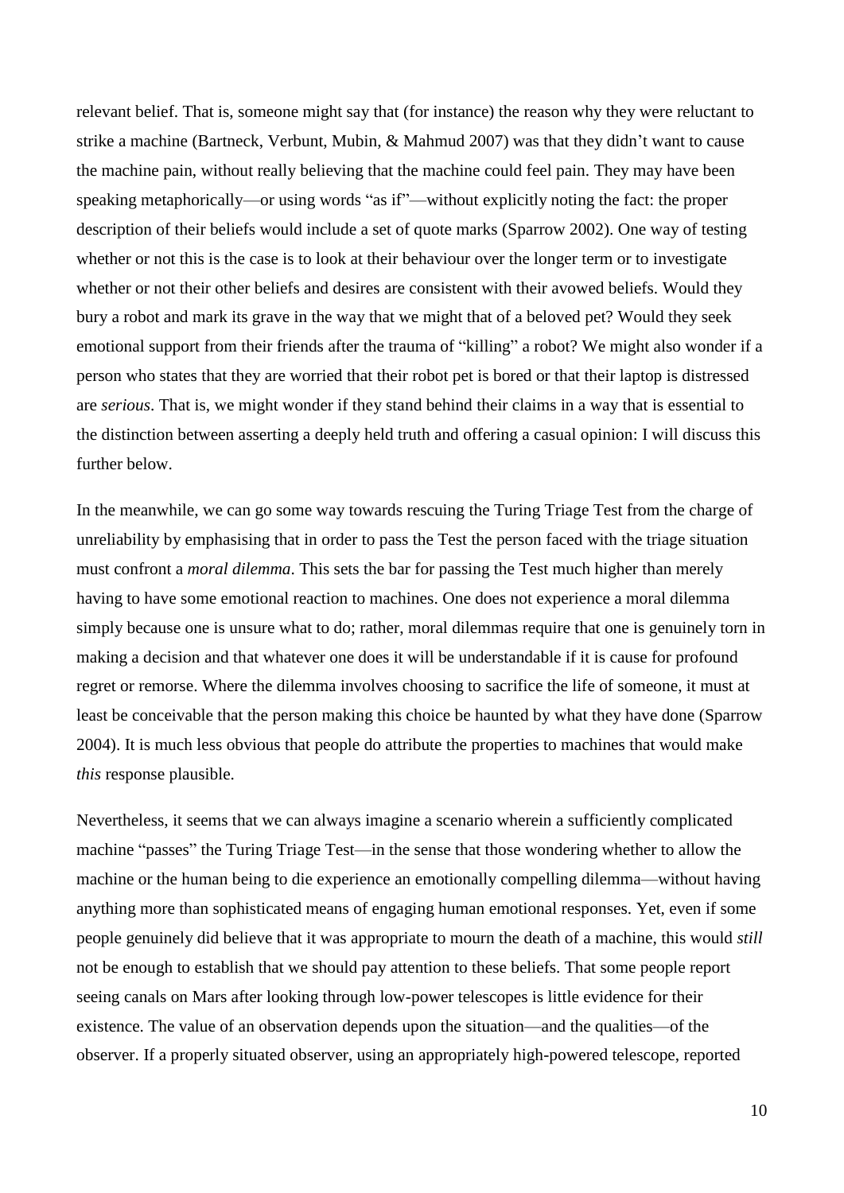relevant belief. That is, someone might say that (for instance) the reason why they were reluctant to strike a machine (Bartneck, Verbunt, Mubin, & Mahmud 2007) was that they didn't want to cause the machine pain, without really believing that the machine could feel pain. They may have been speaking metaphorically—or using words "as if"—without explicitly noting the fact: the proper description of their beliefs would include a set of quote marks (Sparrow 2002). One way of testing whether or not this is the case is to look at their behaviour over the longer term or to investigate whether or not their other beliefs and desires are consistent with their avowed beliefs. Would they bury a robot and mark its grave in the way that we might that of a beloved pet? Would they seek emotional support from their friends after the trauma of "killing" a robot? We might also wonder if a person who states that they are worried that their robot pet is bored or that their laptop is distressed are *serious*. That is, we might wonder if they stand behind their claims in a way that is essential to the distinction between asserting a deeply held truth and offering a casual opinion: I will discuss this further below.

In the meanwhile, we can go some way towards rescuing the Turing Triage Test from the charge of unreliability by emphasising that in order to pass the Test the person faced with the triage situation must confront a *moral dilemma*. This sets the bar for passing the Test much higher than merely having to have some emotional reaction to machines. One does not experience a moral dilemma simply because one is unsure what to do; rather, moral dilemmas require that one is genuinely torn in making a decision and that whatever one does it will be understandable if it is cause for profound regret or remorse. Where the dilemma involves choosing to sacrifice the life of someone, it must at least be conceivable that the person making this choice be haunted by what they have done (Sparrow 2004). It is much less obvious that people do attribute the properties to machines that would make *this* response plausible.

Nevertheless, it seems that we can always imagine a scenario wherein a sufficiently complicated machine "passes" the Turing Triage Test—in the sense that those wondering whether to allow the machine or the human being to die experience an emotionally compelling dilemma—without having anything more than sophisticated means of engaging human emotional responses. Yet, even if some people genuinely did believe that it was appropriate to mourn the death of a machine, this would *still* not be enough to establish that we should pay attention to these beliefs. That some people report seeing canals on Mars after looking through low-power telescopes is little evidence for their existence. The value of an observation depends upon the situation—and the qualities—of the observer. If a properly situated observer, using an appropriately high-powered telescope, reported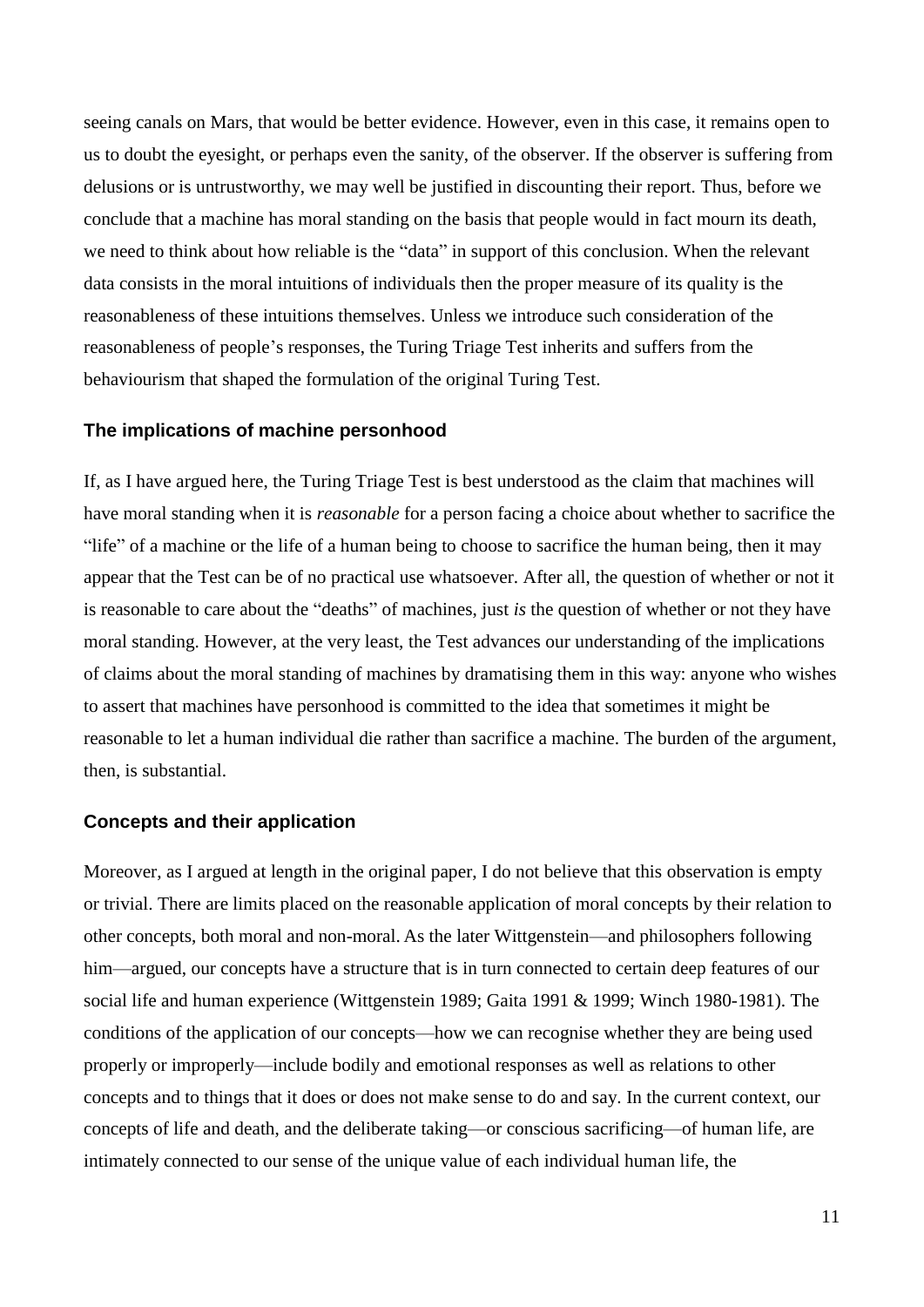seeing canals on Mars, that would be better evidence. However, even in this case, it remains open to us to doubt the eyesight, or perhaps even the sanity, of the observer. If the observer is suffering from delusions or is untrustworthy, we may well be justified in discounting their report. Thus, before we conclude that a machine has moral standing on the basis that people would in fact mourn its death, we need to think about how reliable is the "data" in support of this conclusion. When the relevant data consists in the moral intuitions of individuals then the proper measure of its quality is the reasonableness of these intuitions themselves. Unless we introduce such consideration of the reasonableness of people's responses, the Turing Triage Test inherits and suffers from the behaviourism that shaped the formulation of the original Turing Test.

### The implications of machine personhood

If, as I have argued here, the Turing Triage Test is best understood as the claim that machines will have moral standing when it is *reasonable* for a person facing a choice about whether to sacrifice the "life" of a machine or the life of a human being to choose to sacrifice the human being, then it may appear that the Test can be of no practical use whatsoever. After all, the question of whether or not it is reasonable to care about the "deaths" of machines, just *is* the question of whether or not they have moral standing. However, at the very least, the Test advances our understanding of the implications of claims about the moral standing of machines by dramatising them in this way: anyone who wishes to assert that machines have personhood is committed to the idea that sometimes it might be reasonable to let a human individual die rather than sacrifice a machine. The burden of the argument, then, is substantial.

### Concepts and their application

Moreover, as I argued at length in the original paper, I do not believe that this observation is empty or trivial. There are limits placed on the reasonable application of moral concepts by their relation to other concepts, both moral and non-moral. As the later Wittgenstein—and philosophers following him—argued, our concepts have a structure that is in turn connected to certain deep features of our social life and human experience (Wittgenstein 1989; Gaita 1991 & 1999; Winch 1980-1981). The conditions of the application of our concepts—how we can recognise whether they are being used properly or improperly—include bodily and emotional responses as well as relations to other concepts and to things that it does or does not make sense to do and say. In the current context, our concepts of life and death, and the deliberate taking—or conscious sacrificing—of human life, are intimately connected to our sense of the unique value of each individual human life, the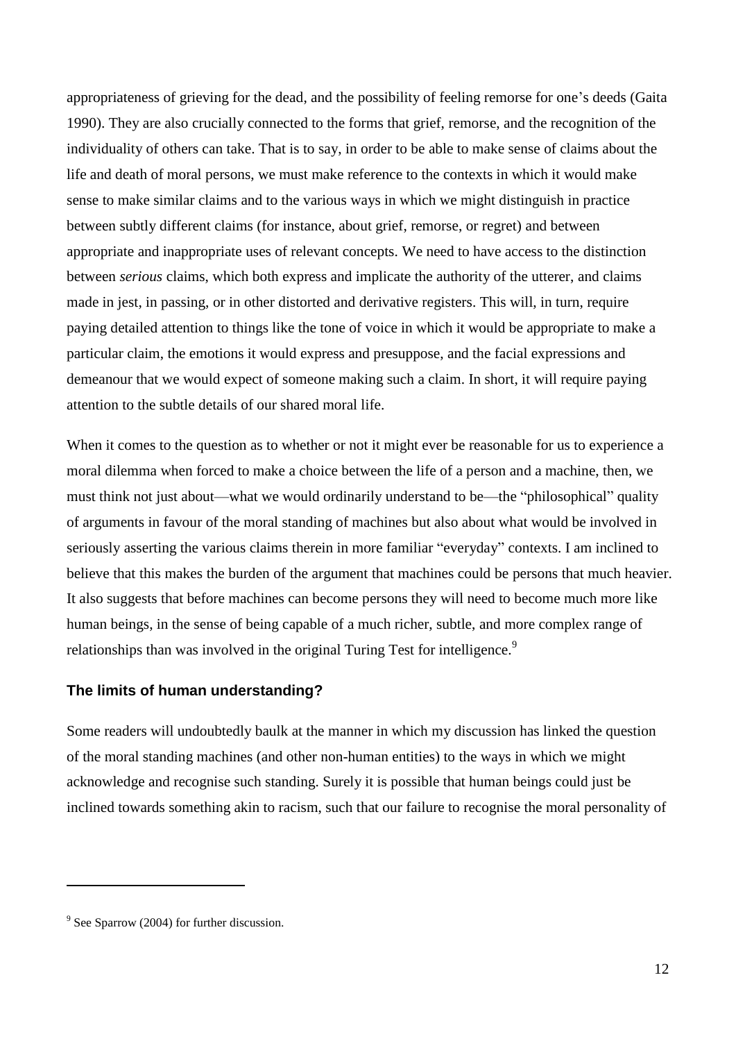appropriateness of grieving for the dead, and the possibility of feeling remorse for one's deeds (Gaita 1990). They are also crucially connected to the forms that grief, remorse, and the recognition of the individuality of others can take. That is to say, in order to be able to make sense of claims about the life and death of moral persons, we must make reference to the contexts in which it would make sense to make similar claims and to the various ways in which we might distinguish in practice between subtly different claims (for instance, about grief, remorse, or regret) and between appropriate and inappropriate uses of relevant concepts. We need to have access to the distinction between *serious* claims, which both express and implicate the authority of the utterer, and claims made in jest, in passing, or in other distorted and derivative registers. This will, in turn, require paying detailed attention to things like the tone of voice in which it would be appropriate to make a particular claim, the emotions it would express and presuppose, and the facial expressions and demeanour that we would expect of someone making such a claim. In short, it will require paying attention to the subtle details of our shared moral life.

When it comes to the question as to whether or not it might ever be reasonable for us to experience a moral dilemma when forced to make a choice between the life of a person and a machine, then, we must think not just about—what we would ordinarily understand to be—the "philosophical" quality of arguments in favour of the moral standing of machines but also about what would be involved in seriously asserting the various claims therein in more familiar "everyday" contexts. I am inclined to believe that this makes the burden of the argument that machines could be persons that much heavier. It also suggests that before machines can become persons they will need to become much more like human beings, in the sense of being capable of a much richer, subtle, and more complex range of relationships than was involved in the original Turing Test for intelligence.[9]

## The limits of human understanding?

Some readers will undoubtedly baulk at the manner in which my discussion has linked the question of the moral standing machines (and other non-human entities) to the ways in which we might acknowledge and recognise such standing. Surely it is possible that human beings could just be inclined towards something akin to racism, such that our failure to recognise the moral personality of

[9] See Sparrow (2004) for further discussion.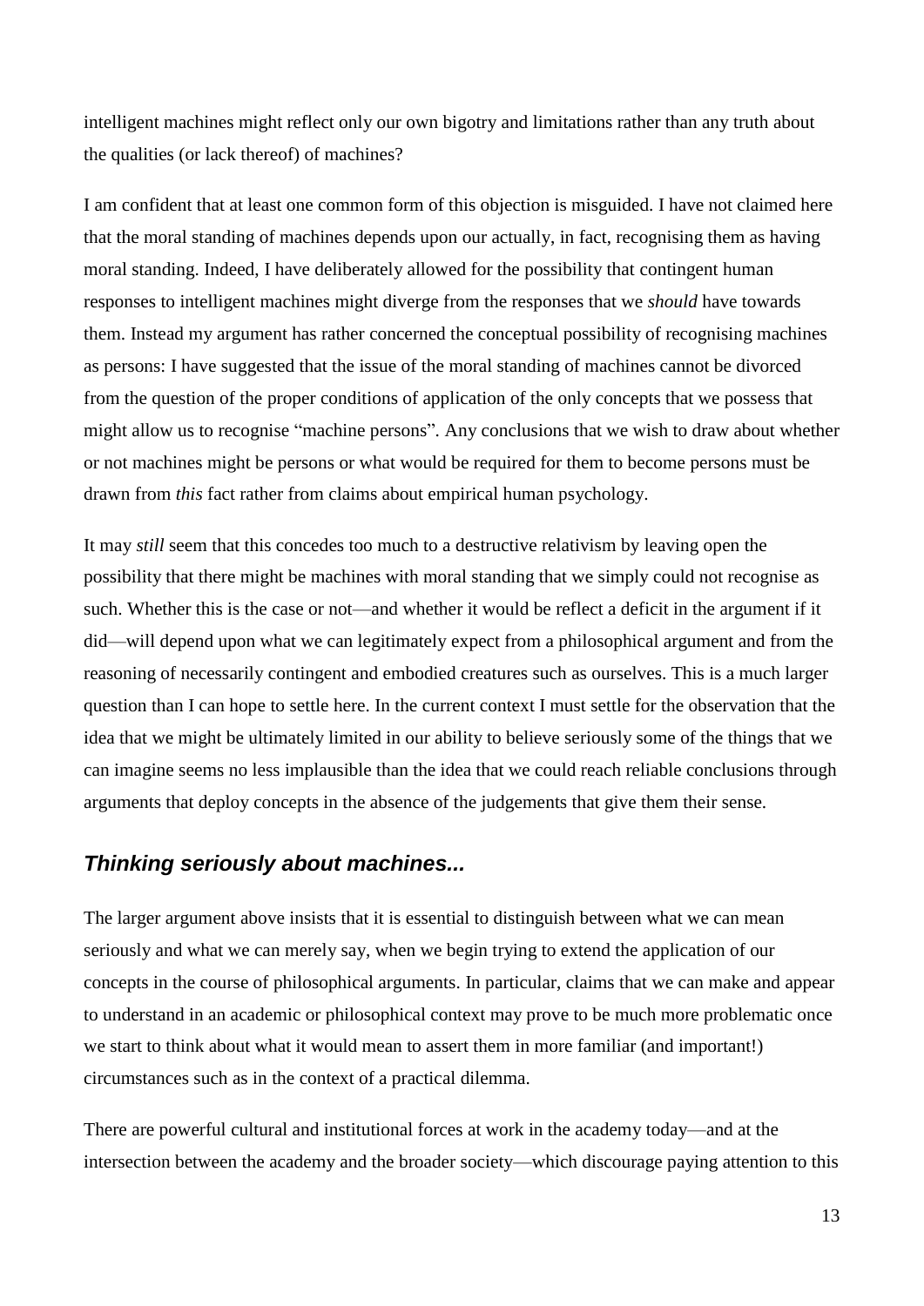intelligent machines might reflect only our own bigotry and limitations rather than any truth about the qualities (or lack thereof) of machines?

I am confident that at least one common form of this objection is misguided. I have not claimed here that the moral standing of machines depends upon our actually, in fact, recognising them as having moral standing. Indeed, I have deliberately allowed for the possibility that contingent human responses to intelligent machines might diverge from the responses that we *should* have towards them. Instead my argument has rather concerned the conceptual possibility of recognising machines as persons: I have suggested that the issue of the moral standing of machines cannot be divorced from the question of the proper conditions of application of the only concepts that we possess that might allow us to recognise "machine persons". Any conclusions that we wish to draw about whether or not machines might be persons or what would be required for them to become persons must be drawn from *this* fact rather from claims about empirical human psychology.

It may *still* seem that this concedes too much to a destructive relativism by leaving open the possibility that there might be machines with moral standing that we simply could not recognise as such. Whether this is the case or not—and whether it would be reflect a deficit in the argument if it did—will depend upon what we can legitimately expect from a philosophical argument and from the reasoning of necessarily contingent and embodied creatures such as ourselves. This is a much larger question than I can hope to settle here. In the current context I must settle for the observation that the idea that we might be ultimately limited in our ability to believe seriously some of the things that we can imagine seems no less implausible than the idea that we could reach reliable conclusions through arguments that deploy concepts in the absence of the judgements that give them their sense.

## *Thinking seriously about machines...*

The larger argument above insists that it is essential to distinguish between what we can mean seriously and what we can merely say, when we begin trying to extend the application of our concepts in the course of philosophical arguments. In particular, claims that we can make and appear to understand in an academic or philosophical context may prove to be much more problematic once we start to think about what it would mean to assert them in more familiar (and important!) circumstances such as in the context of a practical dilemma.

There are powerful cultural and institutional forces at work in the academy today—and at the intersection between the academy and the broader society—which discourage paying attention to this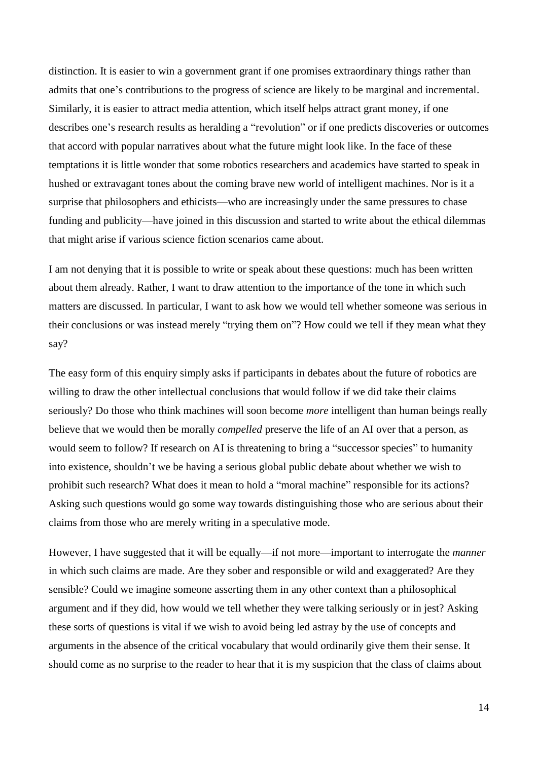distinction. It is easier to win a government grant if one promises extraordinary things rather than admits that one's contributions to the progress of science are likely to be marginal and incremental. Similarly, it is easier to attract media attention, which itself helps attract grant money, if one describes one's research results as heralding a "revolution" or if one predicts discoveries or outcomes that accord with popular narratives about what the future might look like. In the face of these temptations it is little wonder that some robotics researchers and academics have started to speak in hushed or extravagant tones about the coming brave new world of intelligent machines. Nor is it a surprise that philosophers and ethicists—who are increasingly under the same pressures to chase funding and publicity—have joined in this discussion and started to write about the ethical dilemmas that might arise if various science fiction scenarios came about.

I am not denying that it is possible to write or speak about these questions: much has been written about them already. Rather, I want to draw attention to the importance of the tone in which such matters are discussed. In particular, I want to ask how we would tell whether someone was serious in their conclusions or was instead merely "trying them on"? How could we tell if they mean what they say?

The easy form of this enquiry simply asks if participants in debates about the future of robotics are willing to draw the other intellectual conclusions that would follow if we did take their claims seriously? Do those who think machines will soon become *more* intelligent than human beings really believe that we would then be morally *compelled* preserve the life of an AI over that a person, as would seem to follow? If research on AI is threatening to bring a "successor species" to humanity into existence, shouldn't we be having a serious global public debate about whether we wish to prohibit such research? What does it mean to hold a "moral machine" responsible for its actions? Asking such questions would go some way towards distinguishing those who are serious about their claims from those who are merely writing in a speculative mode.

However, I have suggested that it will be equally—if not more—important to interrogate the *manner* in which such claims are made. Are they sober and responsible or wild and exaggerated? Are they sensible? Could we imagine someone asserting them in any other context than a philosophical argument and if they did, how would we tell whether they were talking seriously or in jest? Asking these sorts of questions is vital if we wish to avoid being led astray by the use of concepts and arguments in the absence of the critical vocabulary that would ordinarily give them their sense. It should come as no surprise to the reader to hear that it is my suspicion that the class of claims about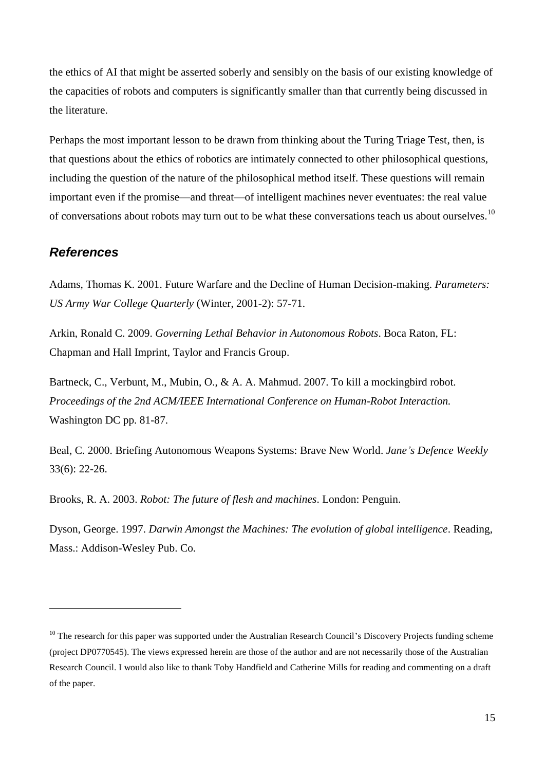the ethics of AI that might be asserted soberly and sensibly on the basis of our existing knowledge of the capacities of robots and computers is significantly smaller than that currently being discussed in the literature.

Perhaps the most important lesson to be drawn from thinking about the Turing Triage Test, then, is that questions about the ethics of robotics are intimately connected to other philosophical questions, including the question of the nature of the philosophical method itself. These questions will remain important even if the promise—and threat—of intelligent machines never eventuates: the real value of conversations about robots may turn out to be what these conversations teach us about ourselves.[10]

## References

Adams, Thomas K. 2001. Future Warfare and the Decline of Human Decision-making. *Parameters: US Army War College Quarterly* (Winter, 2001-2): 57-71.

Arkin, Ronald C. 2009. *Governing Lethal Behavior in Autonomous Robots*. Boca Raton, FL: Chapman and Hall Imprint, Taylor and Francis Group.

Bartneck, C., Verbunt, M., Mubin, O., & A. A. Mahmud. 2007. To kill a mockingbird robot. *Proceedings of the 2nd ACM/IEEE International Conference on Human-Robot Interaction.* Washington DC pp. 81-87.

Beal, C. 2000. Briefing Autonomous Weapons Systems: Brave New World. *Jane's Defence Weekly* 33(6): 22-26.

Brooks, R. A. 2003. *Robot: The future of flesh and machines*. London: Penguin.

Dyson, George. 1997. *Darwin Amongst the Machines: The evolution of global intelligence*. Reading, Mass.: Addison-Wesley Pub. Co.

---

[10] The research for this paper was supported under the Australian Research Council's Discovery Projects funding scheme (project DP0770545). The views expressed herein are those of the author and are not necessarily those of the Australian Research Council. I would also like to thank Toby Handfield and Catherine Mills for reading and commenting on a draft of the paper.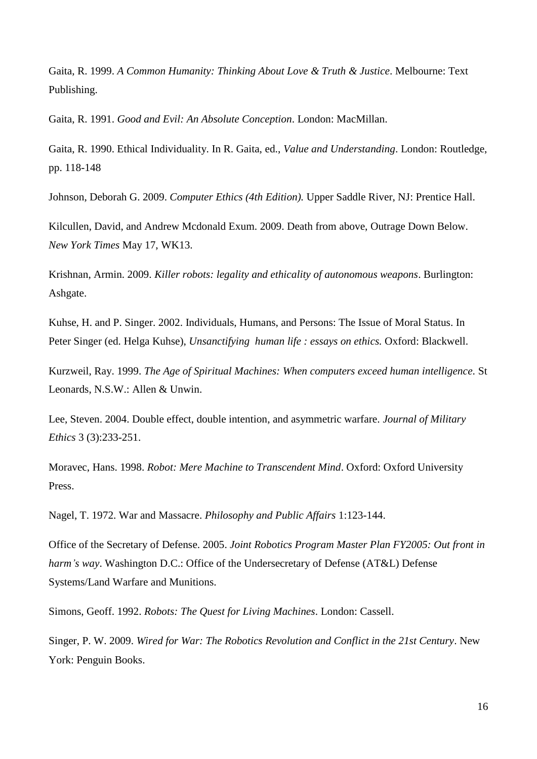Gaita, R. 1999. *A Common Humanity: Thinking About Love & Truth & Justice*. Melbourne: Text Publishing.

Gaita, R. 1991. *Good and Evil: An Absolute Conception*. London: MacMillan.

Gaita, R. 1990. Ethical Individuality. In R. Gaita, ed., *Value and Understanding*. London: Routledge, pp. 118-148

Johnson, Deborah G. 2009. *Computer Ethics (4th Edition).* Upper Saddle River, NJ: Prentice Hall.

Kilcullen, David, and Andrew Mcdonald Exum. 2009. Death from above, Outrage Down Below. *New York Times* May 17, WK13.

Krishnan, Armin. 2009. *Killer robots: legality and ethicality of autonomous weapons*. Burlington: Ashgate.

Kuhse, H. and P. Singer. 2002. Individuals, Humans, and Persons: The Issue of Moral Status. In Peter Singer (ed. Helga Kuhse), *Unsanctifying human life : essays on ethics.* Oxford: Blackwell.

Kurzweil, Ray. 1999. *The Age of Spiritual Machines: When computers exceed human intelligence.* St Leonards, N.S.W.: Allen & Unwin.

Lee, Steven. 2004. Double effect, double intention, and asymmetric warfare. *Journal of Military Ethics* 3 (3):233-251.

Moravec, Hans. 1998. *Robot: Mere Machine to Transcendent Mind*. Oxford: Oxford University Press.

Nagel, T. 1972. War and Massacre. *Philosophy and Public Affairs* 1:123-144.

Office of the Secretary of Defense. 2005. *Joint Robotics Program Master Plan FY2005: Out front in harm's way*. Washington D.C.: Office of the Undersecretary of Defense (AT&L) Defense Systems/Land Warfare and Munitions.

Simons, Geoff. 1992. *Robots: The Quest for Living Machines*. London: Cassell.

Singer, P. W. 2009. *Wired for War: The Robotics Revolution and Conflict in the 21st Century*. New York: Penguin Books.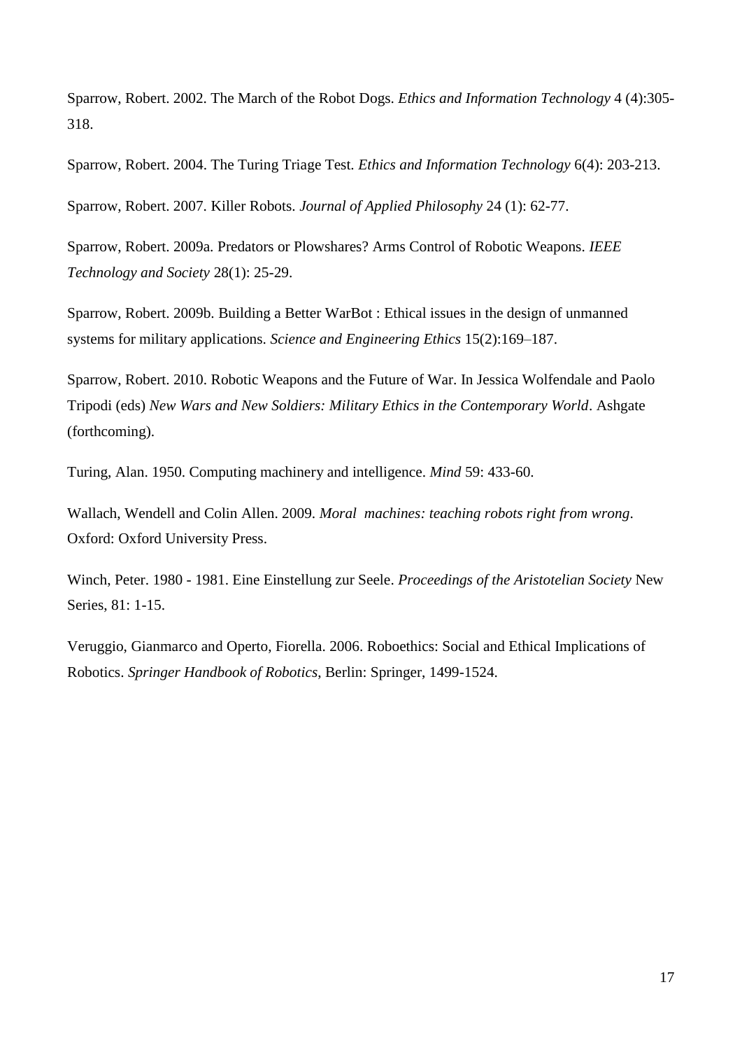Sparrow, Robert. 2002. The March of the Robot Dogs. *Ethics and Information Technology* 4 (4):305-318.

Sparrow, Robert. 2004. The Turing Triage Test. *Ethics and Information Technology* 6(4): 203-213.

Sparrow, Robert. 2007. Killer Robots. *Journal of Applied Philosophy* 24 (1): 62-77.

Sparrow, Robert. 2009a. Predators or Plowshares? Arms Control of Robotic Weapons. *IEEE Technology and Society* 28(1): 25-29.

Sparrow, Robert. 2009b. Building a Better WarBot : Ethical issues in the design of unmanned systems for military applications. *Science and Engineering Ethics* 15(2):169–187.

Sparrow, Robert. 2010. Robotic Weapons and the Future of War. In Jessica Wolfendale and Paolo Tripodi (eds) *New Wars and New Soldiers: Military Ethics in the Contemporary World*. Ashgate (forthcoming).

Turing, Alan. 1950. Computing machinery and intelligence. *Mind* 59: 433-60.

Wallach, Wendell and Colin Allen. 2009. *Moral machines: teaching robots right from wrong*. Oxford: Oxford University Press.

Winch, Peter. 1980 - 1981. Eine Einstellung zur Seele. *Proceedings of the Aristotelian Society* New Series, 81: 1-15.

Veruggio, Gianmarco and Operto, Fiorella. 2006. Roboethics: Social and Ethical Implications of Robotics. *Springer Handbook of Robotics*, Berlin: Springer, 1499-1524.